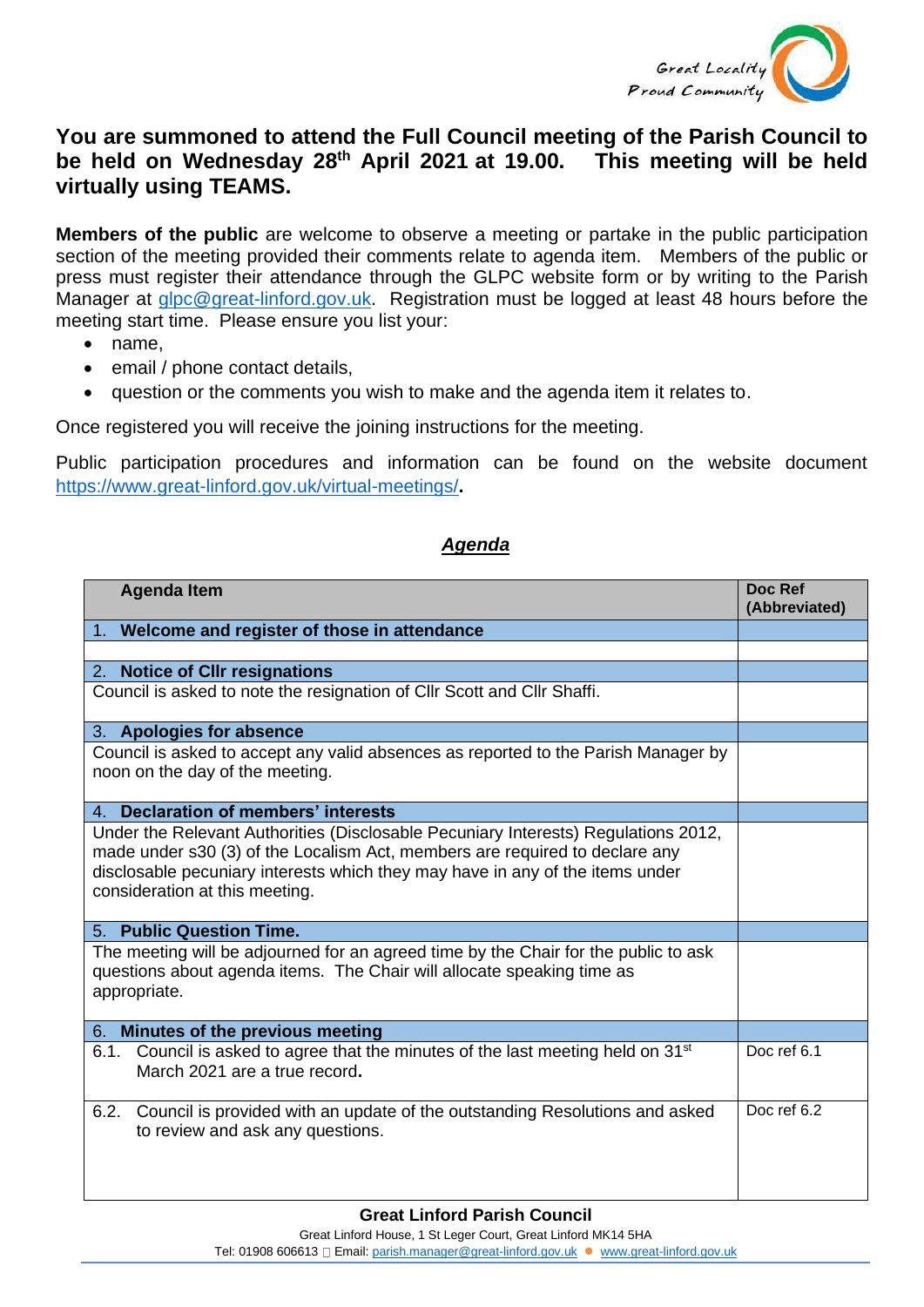Great Locality
Proud Community

**You are summoned to attend the Full Council meeting of the Parish Council to be held on Wednesday 28th April 2021 at 19.00. This meeting will be held virtually using TEAMS.**

**Members of the public** are welcome to observe a meeting or partake in the public participation section of the meeting provided their comments relate to agenda item. Members of the public or press must register their attendance through the GLPC website form or by writing to the Parish Manager at glpc@great-linford.gov.uk. Registration must be logged at least 48 hours before the meeting start time. Please ensure you list your:

- name,
- email / phone contact details,
- question or the comments you wish to make and the agenda item it relates to.

Once registered you will receive the joining instructions for the meeting.

Public participation procedures and information can be found on the website document https://www.great-linford.gov.uk/virtual-meetings/.

## ***Agenda***

| Agenda Item | Doc Ref (Abbreviated) |
|---|---|
| **1. Welcome and register of those in attendance** | |
| | |
| **2. Notice of Cllr resignations** | |
| Council is asked to note the resignation of Cllr Scott and Cllr Shaffi. | |
| **3. Apologies for absence** | |
| Council is asked to accept any valid absences as reported to the Parish Manager by noon on the day of the meeting. | |
| **4. Declaration of members' interests** | |
| Under the Relevant Authorities (Disclosable Pecuniary Interests) Regulations 2012, made under s30 (3) of the Localism Act, members are required to declare any disclosable pecuniary interests which they may have in any of the items under consideration at this meeting. | |
| **5. Public Question Time.** | |
| The meeting will be adjourned for an agreed time by the Chair for the public to ask questions about agenda items. The Chair will allocate speaking time as appropriate. | |
| **6. Minutes of the previous meeting** | |
| 6.1. Council is asked to agree that the minutes of the last meeting held on 31st March 2021 are a true record. | Doc ref 6.1 |
| 6.2. Council is provided with an update of the outstanding Resolutions and asked to review and ask any questions. | Doc ref 6.2 |

**Great Linford Parish Council**
Great Linford House, 1 St Leger Court, Great Linford MK14 5HA
Tel: 01908 606613 Email: parish.manager@great-linford.gov.uk ● www.great-linford.gov.uk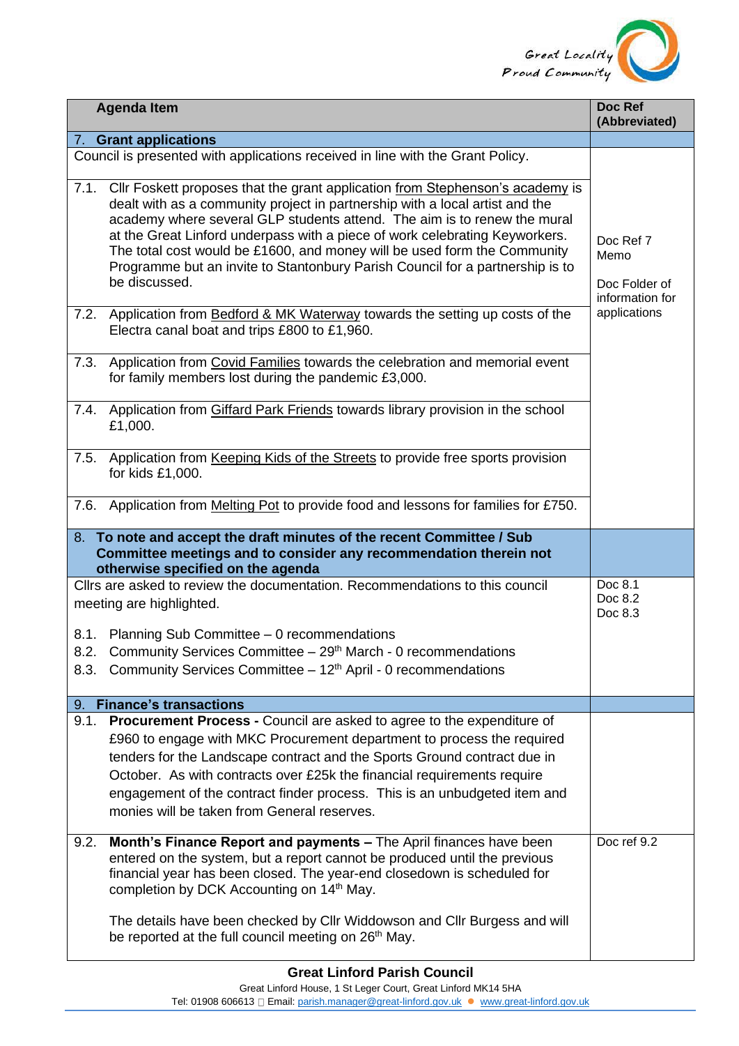| Agenda Item | Doc Ref (Abbreviated) |
|---|---|
| **7. Grant applications** | |
| Council is presented with applications received in line with the Grant Policy.<br><br>7.1. Cllr Foskett proposes that the grant application from Stephenson's academy is dealt with as a community project in partnership with a local artist and the academy where several GLP students attend. The aim is to renew the mural at the Great Linford underpass with a piece of work celebrating Keyworkers. The total cost would be £1600, and money will be used form the Community Programme but an invite to Stantonbury Parish Council for a partnership is to be discussed.<br><br>7.2. Application from Bedford & MK Waterway towards the setting up costs of the Electra canal boat and trips £800 to £1,960.<br><br>7.3. Application from Covid Families towards the celebration and memorial event for family members lost during the pandemic £3,000.<br><br>7.4. Application from Giffard Park Friends towards library provision in the school £1,000.<br><br>7.5. Application from Keeping Kids of the Streets to provide free sports provision for kids £1,000.<br><br>7.6. Application from Melting Pot to provide food and lessons for families for £750. | Doc Ref 7 Memo<br><br>Doc Folder of information for applications |
| **8. To note and accept the draft minutes of the recent Committee / Sub Committee meetings and to consider any recommendation therein not otherwise specified on the agenda** | |
| Cllrs are asked to review the documentation. Recommendations to this council meeting are highlighted.<br><br>8.1. Planning Sub Committee – 0 recommendations<br>8.2. Community Services Committee – 29th March - 0 recommendations<br>8.3. Community Services Committee – 12th April - 0 recommendations | Doc 8.1<br>Doc 8.2<br>Doc 8.3 |
| **9. Finance's transactions** | |
| 9.1. **Procurement Process -** Council are asked to agree to the expenditure of £960 to engage with MKC Procurement department to process the required tenders for the Landscape contract and the Sports Ground contract due in October. As with contracts over £25k the financial requirements require engagement of the contract finder process. This is an unbudgeted item and monies will be taken from General reserves. | |
| 9.2. **Month's Finance Report and payments –** The April finances have been entered on the system, but a report cannot be produced until the previous financial year has been closed. The year-end closedown is scheduled for completion by DCK Accounting on 14th May.<br><br>The details have been checked by Cllr Widdowson and Cllr Burgess and will be reported at the full council meeting on 26th May. | Doc ref 9.2 |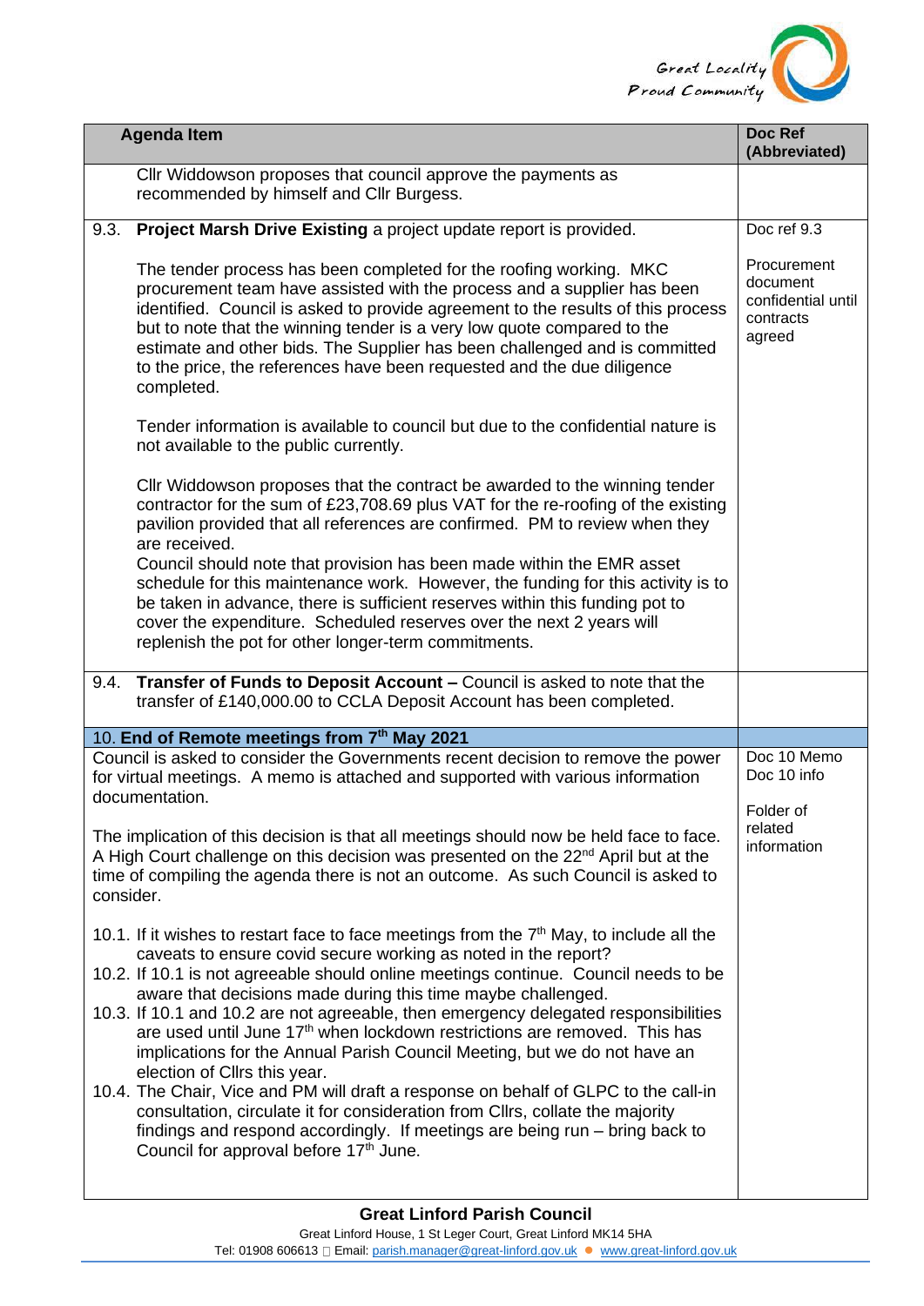| Agenda Item | Doc Ref (Abbreviated) |
|---|---|
| Cllr Widdowson proposes that council approve the payments as recommended by himself and Cllr Burgess. | |
| 9.3. **Project Marsh Drive Existing** a project update report is provided.<br><br>The tender process has been completed for the roofing working. MKC procurement team have assisted with the process and a supplier has been identified. Council is asked to provide agreement to the results of this process but to note that the winning tender is a very low quote compared to the estimate and other bids. The Supplier has been challenged and is committed to the price, the references have been requested and the due diligence completed.<br><br>Tender information is available to council but due to the confidential nature is not available to the public currently.<br><br>Cllr Widdowson proposes that the contract be awarded to the winning tender contractor for the sum of £23,708.69 plus VAT for the re-roofing of the existing pavilion provided that all references are confirmed. PM to review when they are received.<br>Council should note that provision has been made within the EMR asset schedule for this maintenance work. However, the funding for this activity is to be taken in advance, there is sufficient reserves within this funding pot to cover the expenditure. Scheduled reserves over the next 2 years will replenish the pot for other longer-term commitments. | Doc ref 9.3<br><br>Procurement document confidential until contracts agreed |
| 9.4. **Transfer of Funds to Deposit Account –** Council is asked to note that the transfer of £140,000.00 to CCLA Deposit Account has been completed. | |
| 10. **End of Remote meetings from 7th May 2021** | |
| Council is asked to consider the Governments recent decision to remove the power for virtual meetings. A memo is attached and supported with various information documentation.<br><br>The implication of this decision is that all meetings should now be held face to face. A High Court challenge on this decision was presented on the 22nd April but at the time of compiling the agenda there is not an outcome. As such Council is asked to consider.<br><br>10.1. If it wishes to restart face to face meetings from the 7th May, to include all the caveats to ensure covid secure working as noted in the report?<br>10.2. If 10.1 is not agreeable should online meetings continue. Council needs to be aware that decisions made during this time maybe challenged.<br>10.3. If 10.1 and 10.2 are not agreeable, then emergency delegated responsibilities are used until June 17th when lockdown restrictions are removed. This has implications for the Annual Parish Council Meeting, but we do not have an election of Cllrs this year.<br>10.4. The Chair, Vice and PM will draft a response on behalf of GLPC to the call-in consultation, circulate it for consideration from Cllrs, collate the majority findings and respond accordingly. If meetings are being run – bring back to Council for approval before 17th June. | Doc 10 Memo<br>Doc 10 info<br><br>Folder of related information |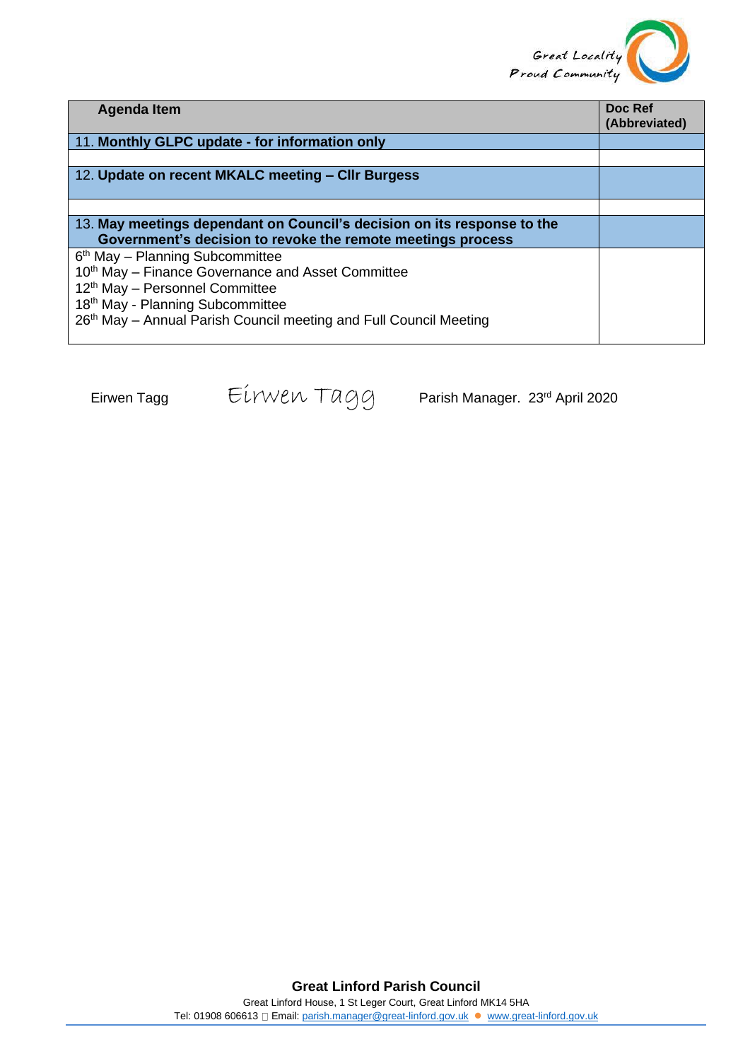| Agenda Item | Doc Ref (Abbreviated) |
|---|---|
| 11. **Monthly GLPC update - for information only** | |
| | |
| 12. **Update on recent MKALC meeting – Cllr Burgess** | |
| | |
| 13. **May meetings dependant on Council's decision on its response to the Government's decision to revoke the remote meetings process** | |
| 6th May – Planning Subcommittee<br>10th May – Finance Governance and Asset Committee<br>12th May – Personnel Committee<br>18th May - Planning Subcommittee<br>26th May – Annual Parish Council meeting and Full Council Meeting | |

Eirwen Tagg     Eirwen Tagg     Parish Manager. 23rd April 2020

**Great Linford Parish Council**

Great Linford House, 1 St Leger Court, Great Linford MK14 5HA

Tel: 01908 606613 Email: parish.manager@great-linford.gov.uk ● www.great-linford.gov.uk